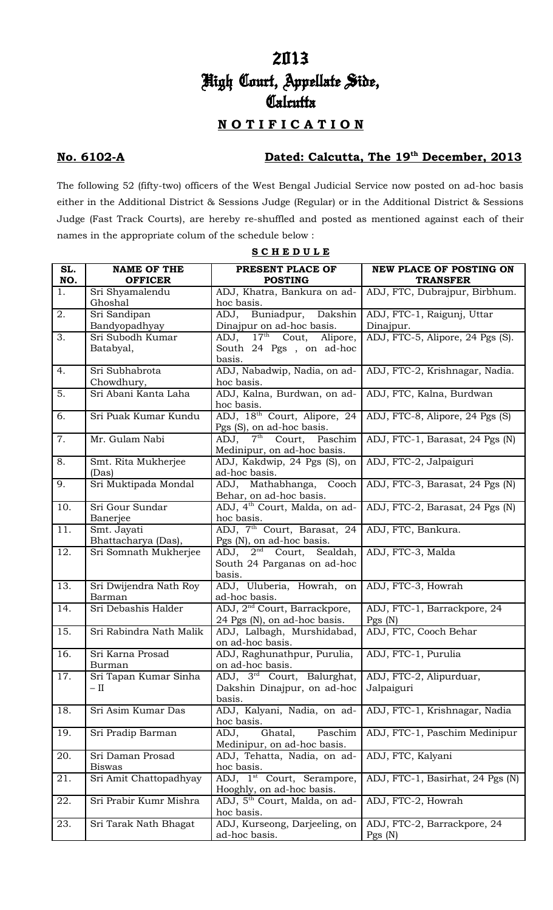# 2013
# High Court, Appellate Side, Calcutta

## NOTIFICATION

**No. 6102-A** **Dated: Calcutta, The 19th December, 2013**

The following 52 (fifty-two) officers of the West Bengal Judicial Service now posted on ad-hoc basis either in the Additional District & Sessions Judge (Regular) or in the Additional District & Sessions Judge (Fast Track Courts), are hereby re-shuffled and posted as mentioned against each of their names in the appropriate colum of the schedule below :

**SCHEDULE**

| SL. NO. | NAME OF THE OFFICER | PRESENT PLACE OF POSTING | NEW PLACE OF POSTING ON TRANSFER |
|---|---|---|---|
| 1. | Sri Shyamalendu Ghoshal | ADJ, Khatra, Bankura on ad-hoc basis. | ADJ, FTC, Dubrajpur, Birbhum. |
| 2. | Sri Sandipan Bandyopadhyay | ADJ, Buniadpur, Dakshin Dinajpur on ad-hoc basis. | ADJ, FTC-1, Raigunj, Uttar Dinajpur. |
| 3. | Sri Subodh Kumar Batabyal, | ADJ, 17th Cout, Alipore, South 24 Pgs , on ad-hoc basis. | ADJ, FTC-5, Alipore, 24 Pgs (S). |
| 4. | Sri Subhabrota Chowdhury, | ADJ, Nabadwip, Nadia, on ad-hoc basis. | ADJ, FTC-2, Krishnagar, Nadia. |
| 5. | Sri Abani Kanta Laha | ADJ, Kalna, Burdwan, on ad-hoc basis. | ADJ, FTC, Kalna, Burdwan |
| 6. | Sri Puak Kumar Kundu | ADJ, 18th Court, Alipore, 24 Pgs (S), on ad-hoc basis. | ADJ, FTC-8, Alipore, 24 Pgs (S) |
| 7. | Mr. Gulam Nabi | ADJ, 7th Court, Paschim Medinipur, on ad-hoc basis. | ADJ, FTC-1, Barasat, 24 Pgs (N) |
| 8. | Smt. Rita Mukherjee (Das) | ADJ, Kakdwip, 24 Pgs (S), on ad-hoc basis. | ADJ, FTC-2, Jalpaiguri |
| 9. | Sri Muktipada Mondal | ADJ, Mathabhanga, Cooch Behar, on ad-hoc basis. | ADJ, FTC-3, Barasat, 24 Pgs (N) |
| 10. | Sri Gour Sundar Banerjee | ADJ, 4th Court, Malda, on ad-hoc basis. | ADJ, FTC-2, Barasat, 24 Pgs (N) |
| 11. | Smt. Jayati Bhattacharya (Das), | ADJ, 7th Court, Barasat, 24 Pgs (N), on ad-hoc basis. | ADJ, FTC, Bankura. |
| 12. | Sri Somnath Mukherjee | ADJ, 2nd Court, Sealdah, South 24 Parganas on ad-hoc basis. | ADJ, FTC-3, Malda |
| 13. | Sri Dwijendra Nath Roy Barman | ADJ, Uluberia, Howrah, on ad-hoc basis. | ADJ, FTC-3, Howrah |
| 14. | Sri Debashis Halder | ADJ, 2nd Court, Barrackpore, 24 Pgs (N), on ad-hoc basis. | ADJ, FTC-1, Barrackpore, 24 Pgs (N) |
| 15. | Sri Rabindra Nath Malik | ADJ, Lalbagh, Murshidabad, on ad-hoc basis. | ADJ, FTC, Cooch Behar |
| 16. | Sri Karna Prosad Burman | ADJ, Raghunathpur, Purulia, on ad-hoc basis. | ADJ, FTC-1, Purulia |
| 17. | Sri Tapan Kumar Sinha – II | ADJ, 3rd Court, Balurghat, Dakshin Dinajpur, on ad-hoc basis. | ADJ, FTC-2, Alipurduar, Jalpaiguri |
| 18. | Sri Asim Kumar Das | ADJ, Kalyani, Nadia, on ad-hoc basis. | ADJ, FTC-1, Krishnagar, Nadia |
| 19. | Sri Pradip Barman | ADJ, Ghatal, Paschim Medinipur, on ad-hoc basis. | ADJ, FTC-1, Paschim Medinipur |
| 20. | Sri Daman Prosad Biswas | ADJ, Tehatta, Nadia, on ad-hoc basis. | ADJ, FTC, Kalyani |
| 21. | Sri Amit Chattopadhyay | ADJ, 1st Court, Serampore, Hooghly, on ad-hoc basis. | ADJ, FTC-1, Basirhat, 24 Pgs (N) |
| 22. | Sri Prabir Kumr Mishra | ADJ, 5th Court, Malda, on ad-hoc basis. | ADJ, FTC-2, Howrah |
| 23. | Sri Tarak Nath Bhagat | ADJ, Kurseong, Darjeeling, on ad-hoc basis. | ADJ, FTC-2, Barrackpore, 24 Pgs (N) |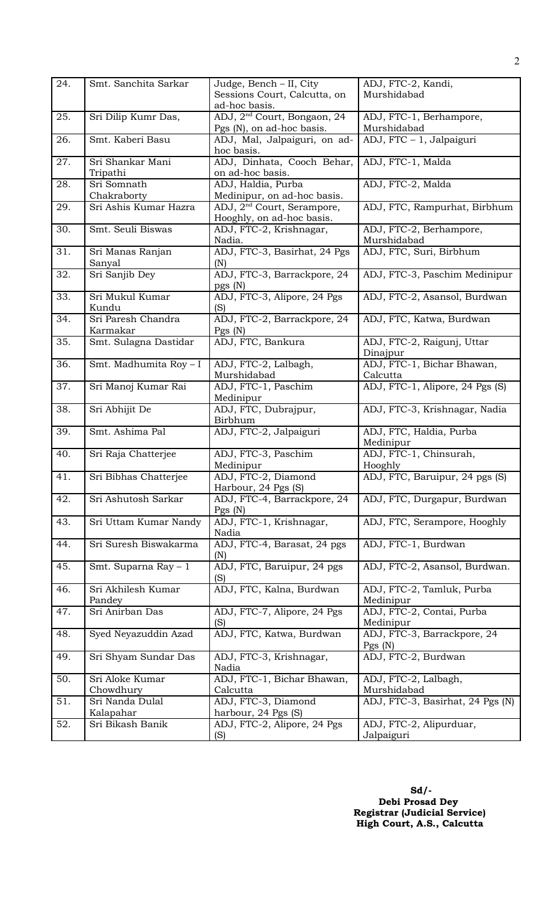| 24. | Smt. Sanchita Sarkar | Judge, Bench – II, City Sessions Court, Calcutta, on ad-hoc basis. | ADJ, FTC-2, Kandi, Murshidabad |
|---|---|---|---|
| 25. | Sri Dilip Kumr Das, | ADJ, 2nd Court, Bongaon, 24 Pgs (N), on ad-hoc basis. | ADJ, FTC-1, Berhampore, Murshidabad |
| 26. | Smt. Kaberi Basu | ADJ, Mal, Jalpaiguri, on ad-hoc basis. | ADJ, FTC – 1, Jalpaiguri |
| 27. | Sri Shankar Mani Tripathi | ADJ, Dinhata, Cooch Behar, on ad-hoc basis. | ADJ, FTC-1, Malda |
| 28. | Sri Somnath Chakraborty | ADJ, Haldia, Purba Medinipur, on ad-hoc basis. | ADJ, FTC-2, Malda |
| 29. | Sri Ashis Kumar Hazra | ADJ, 2nd Court, Serampore, Hooghly, on ad-hoc basis. | ADJ, FTC, Rampurhat, Birbhum |
| 30. | Smt. Seuli Biswas | ADJ, FTC-2, Krishnagar, Nadia. | ADJ, FTC-2, Berhampore, Murshidabad |
| 31. | Sri Manas Ranjan Sanyal | ADJ, FTC-3, Basirhat, 24 Pgs (N) | ADJ, FTC, Suri, Birbhum |
| 32. | Sri Sanjib Dey | ADJ, FTC-3, Barrackpore, 24 pgs (N) | ADJ, FTC-3, Paschim Medinipur |
| 33. | Sri Mukul Kumar Kundu | ADJ, FTC-3, Alipore, 24 Pgs (S) | ADJ, FTC-2, Asansol, Burdwan |
| 34. | Sri Paresh Chandra Karmakar | ADJ, FTC-2, Barrackpore, 24 Pgs (N) | ADJ, FTC, Katwa, Burdwan |
| 35. | Smt. Sulagna Dastidar | ADJ, FTC, Bankura | ADJ, FTC-2, Raigunj, Uttar Dinajpur |
| 36. | Smt. Madhumita Roy – I | ADJ, FTC-2, Lalbagh, Murshidabad | ADJ, FTC-1, Bichar Bhawan, Calcutta |
| 37. | Sri Manoj Kumar Rai | ADJ, FTC-1, Paschim Medinipur | ADJ, FTC-1, Alipore, 24 Pgs (S) |
| 38. | Sri Abhijit De | ADJ, FTC, Dubrajpur, Birbhum | ADJ, FTC-3, Krishnagar, Nadia |
| 39. | Smt. Ashima Pal | ADJ, FTC-2, Jalpaiguri | ADJ, FTC, Haldia, Purba Medinipur |
| 40. | Sri Raja Chatterjee | ADJ, FTC-3, Paschim Medinipur | ADJ, FTC-1, Chinsurah, Hooghly |
| 41. | Sri Bibhas Chatterjee | ADJ, FTC-2, Diamond Harbour, 24 Pgs (S) | ADJ, FTC, Baruipur, 24 pgs (S) |
| 42. | Sri Ashutosh Sarkar | ADJ, FTC-4, Barrackpore, 24 Pgs (N) | ADJ, FTC, Durgapur, Burdwan |
| 43. | Sri Uttam Kumar Nandy | ADJ, FTC-1, Krishnagar, Nadia | ADJ, FTC, Serampore, Hooghly |
| 44. | Sri Suresh Biswakarma | ADJ, FTC-4, Barasat, 24 pgs (N) | ADJ, FTC-1, Burdwan |
| 45. | Smt. Suparna Ray – 1 | ADJ, FTC, Baruipur, 24 pgs (S) | ADJ, FTC-2, Asansol, Burdwan. |
| 46. | Sri Akhilesh Kumar Pandey | ADJ, FTC, Kalna, Burdwan | ADJ, FTC-2, Tamluk, Purba Medinipur |
| 47. | Sri Anirban Das | ADJ, FTC-7, Alipore, 24 Pgs (S) | ADJ, FTC-2, Contai, Purba Medinipur |
| 48. | Syed Neyazuddin Azad | ADJ, FTC, Katwa, Burdwan | ADJ, FTC-3, Barrackpore, 24 Pgs (N) |
| 49. | Sri Shyam Sundar Das | ADJ, FTC-3, Krishnagar, Nadia | ADJ, FTC-2, Burdwan |
| 50. | Sri Aloke Kumar Chowdhury | ADJ, FTC-1, Bichar Bhawan, Calcutta | ADJ, FTC-2, Lalbagh, Murshidabad |
| 51. | Sri Nanda Dulal Kalapahar | ADJ, FTC-3, Diamond harbour, 24 Pgs (S) | ADJ, FTC-3, Basirhat, 24 Pgs (N) |
| 52. | Sri Bikash Banik | ADJ, FTC-2, Alipore, 24 Pgs (S) | ADJ, FTC-2, Alipurduar, Jalpaiguri |

**Sd/-**
**Debi Prosad Dey**
**Registrar (Judicial Service)**
**High Court, A.S., Calcutta**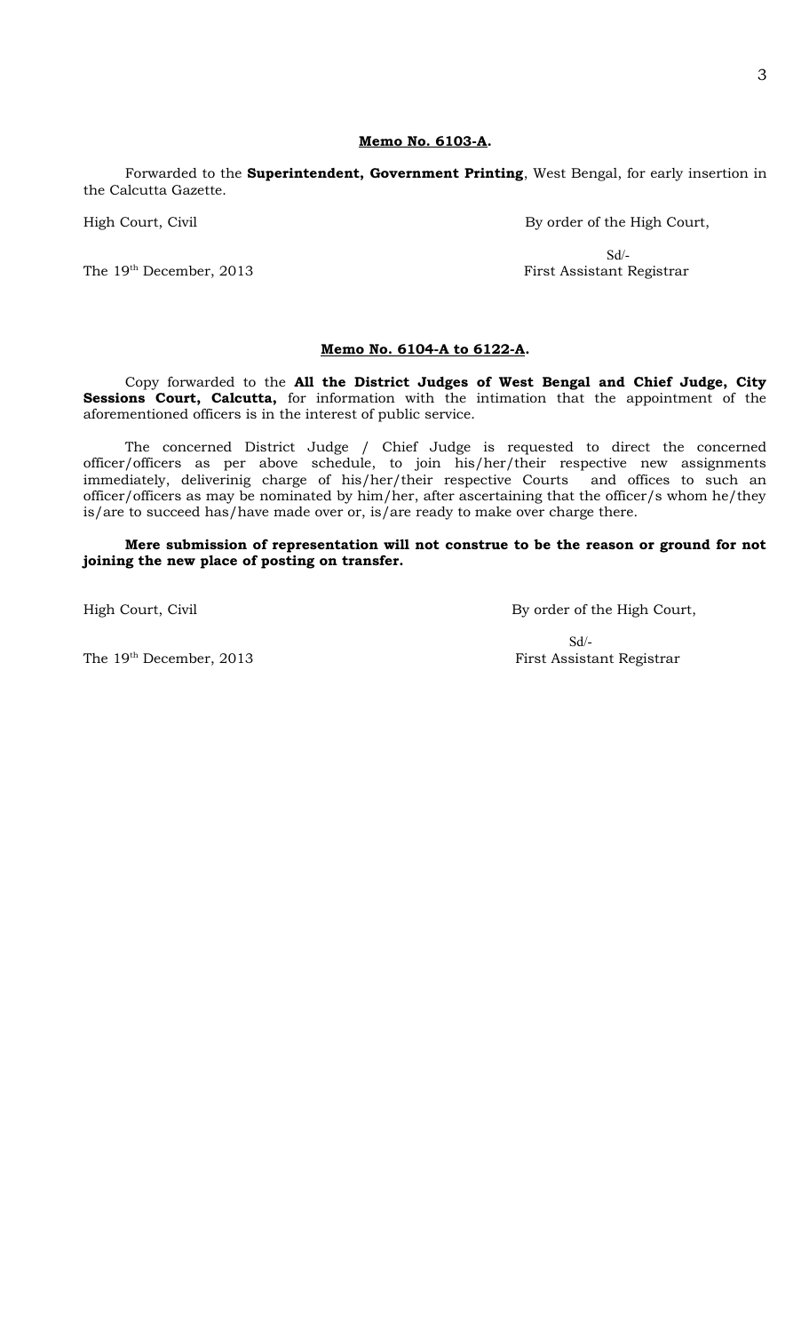**Memo No. 6103-A.**

Forwarded to the **Superintendent, Government Printing**, West Bengal, for early insertion in the Calcutta Gazette.

High Court, Civil

By order of the High Court,

Sd/-

The 19th December, 2013

First Assistant Registrar

**Memo No. 6104-A to 6122-A.**

Copy forwarded to the **All the District Judges of West Bengal and Chief Judge, City Sessions Court, Calcutta,** for information with the intimation that the appointment of the aforementioned officers is in the interest of public service.

The concerned District Judge / Chief Judge is requested to direct the concerned officer/officers as per above schedule, to join his/her/their respective new assignments immediately, deliverinig charge of his/her/their respective Courts and offices to such an officer/officers as may be nominated by him/her, after ascertaining that the officer/s whom he/they is/are to succeed has/have made over or, is/are ready to make over charge there.

**Mere submission of representation will not construe to be the reason or ground for not joining the new place of posting on transfer.**

High Court, Civil

By order of the High Court,

Sd/-

The 19th December, 2013

First Assistant Registrar